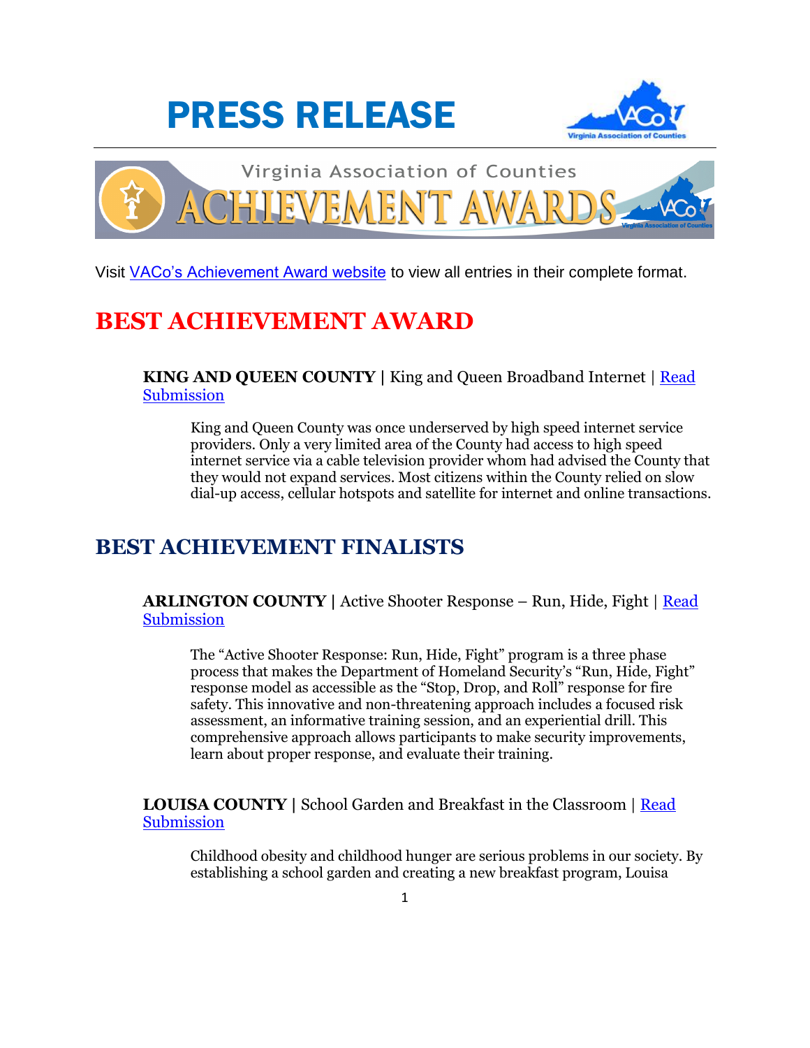# PRESS RELEASE

Virginia Association of Counties

ACHIEVEMENT AWARDS

Visit VACo's Achievement Award website to view all entries in their complete format.

## BEST ACHIEVEMENT AWARD

**KING AND QUEEN COUNTY |** King and Queen Broadband Internet | Read Submission

> King and Queen County was once underserved by high speed internet service providers. Only a very limited area of the County had access to high speed internet service via a cable television provider whom had advised the County that they would not expand services. Most citizens within the County relied on slow dial-up access, cellular hotspots and satellite for internet and online transactions.

## BEST ACHIEVEMENT FINALISTS

**ARLINGTON COUNTY |** Active Shooter Response – Run, Hide, Fight | Read Submission

> The "Active Shooter Response: Run, Hide, Fight" program is a three phase process that makes the Department of Homeland Security's "Run, Hide, Fight" response model as accessible as the "Stop, Drop, and Roll" response for fire safety. This innovative and non-threatening approach includes a focused risk assessment, an informative training session, and an experiential drill. This comprehensive approach allows participants to make security improvements, learn about proper response, and evaluate their training.

**LOUISA COUNTY |** School Garden and Breakfast in the Classroom | Read Submission

> Childhood obesity and childhood hunger are serious problems in our society. By establishing a school garden and creating a new breakfast program, Louisa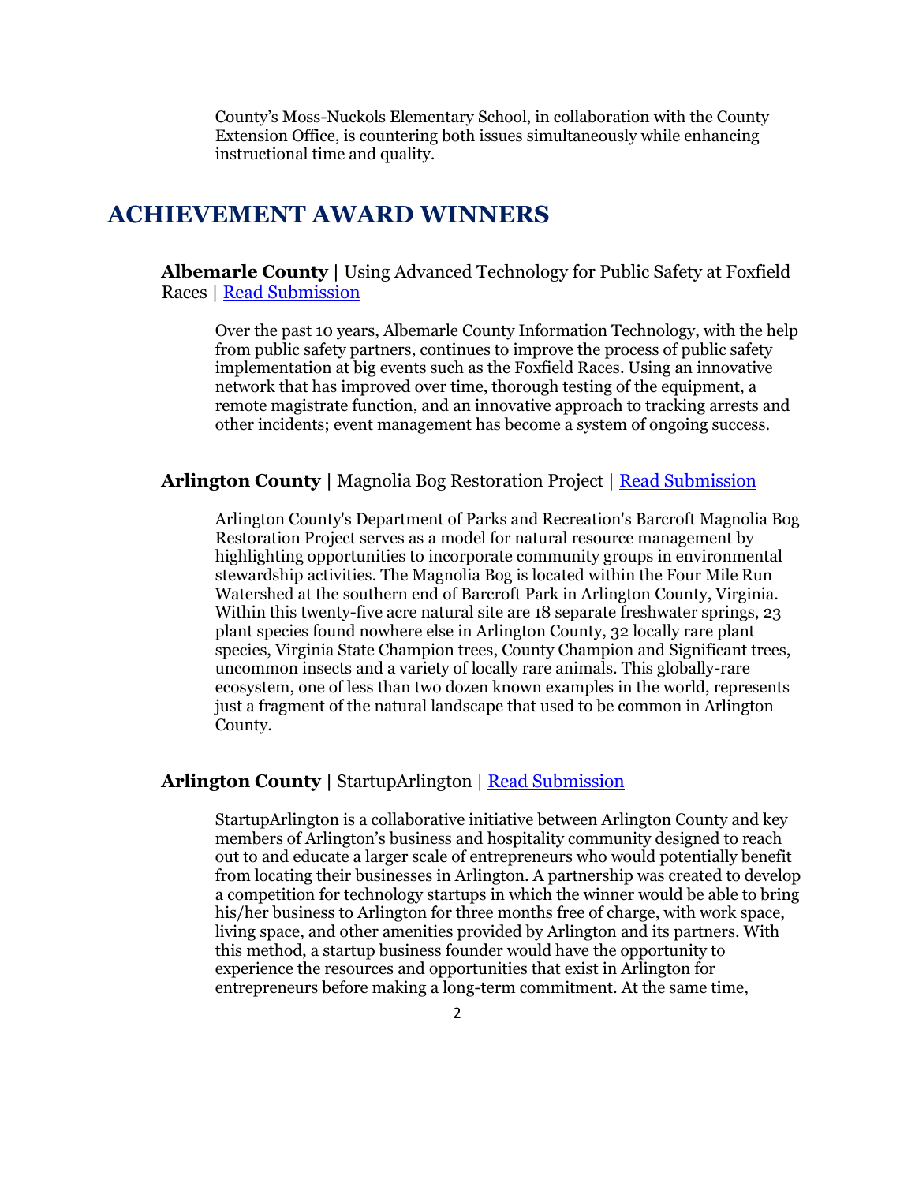County's Moss-Nuckols Elementary School, in collaboration with the County Extension Office, is countering both issues simultaneously while enhancing instructional time and quality.

## ACHIEVEMENT AWARD WINNERS

**Albemarle County |** Using Advanced Technology for Public Safety at Foxfield Races | Read Submission

Over the past 10 years, Albemarle County Information Technology, with the help from public safety partners, continues to improve the process of public safety implementation at big events such as the Foxfield Races. Using an innovative network that has improved over time, thorough testing of the equipment, a remote magistrate function, and an innovative approach to tracking arrests and other incidents; event management has become a system of ongoing success.

**Arlington County |** Magnolia Bog Restoration Project | Read Submission

Arlington County's Department of Parks and Recreation's Barcroft Magnolia Bog Restoration Project serves as a model for natural resource management by highlighting opportunities to incorporate community groups in environmental stewardship activities. The Magnolia Bog is located within the Four Mile Run Watershed at the southern end of Barcroft Park in Arlington County, Virginia. Within this twenty-five acre natural site are 18 separate freshwater springs, 23 plant species found nowhere else in Arlington County, 32 locally rare plant species, Virginia State Champion trees, County Champion and Significant trees, uncommon insects and a variety of locally rare animals. This globally-rare ecosystem, one of less than two dozen known examples in the world, represents just a fragment of the natural landscape that used to be common in Arlington County.

**Arlington County |** StartupArlington | Read Submission

StartupArlington is a collaborative initiative between Arlington County and key members of Arlington's business and hospitality community designed to reach out to and educate a larger scale of entrepreneurs who would potentially benefit from locating their businesses in Arlington. A partnership was created to develop a competition for technology startups in which the winner would be able to bring his/her business to Arlington for three months free of charge, with work space, living space, and other amenities provided by Arlington and its partners. With this method, a startup business founder would have the opportunity to experience the resources and opportunities that exist in Arlington for entrepreneurs before making a long-term commitment. At the same time,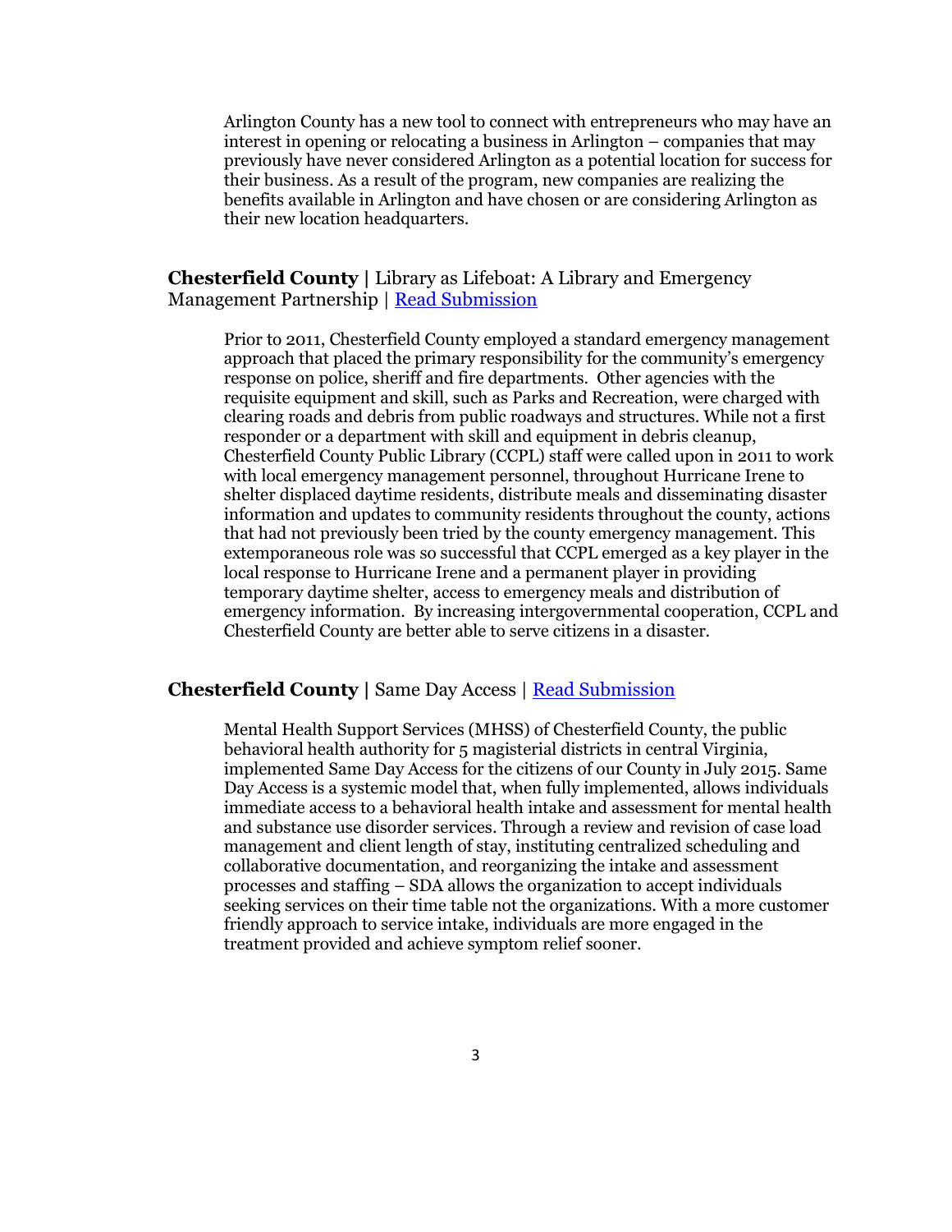Arlington County has a new tool to connect with entrepreneurs who may have an interest in opening or relocating a business in Arlington – companies that may previously have never considered Arlington as a potential location for success for their business. As a result of the program, new companies are realizing the benefits available in Arlington and have chosen or are considering Arlington as their new location headquarters.

**Chesterfield County |** Library as Lifeboat: A Library and Emergency Management Partnership | Read Submission

Prior to 2011, Chesterfield County employed a standard emergency management approach that placed the primary responsibility for the community's emergency response on police, sheriff and fire departments. Other agencies with the requisite equipment and skill, such as Parks and Recreation, were charged with clearing roads and debris from public roadways and structures. While not a first responder or a department with skill and equipment in debris cleanup, Chesterfield County Public Library (CCPL) staff were called upon in 2011 to work with local emergency management personnel, throughout Hurricane Irene to shelter displaced daytime residents, distribute meals and disseminating disaster information and updates to community residents throughout the county, actions that had not previously been tried by the county emergency management. This extemporaneous role was so successful that CCPL emerged as a key player in the local response to Hurricane Irene and a permanent player in providing temporary daytime shelter, access to emergency meals and distribution of emergency information. By increasing intergovernmental cooperation, CCPL and Chesterfield County are better able to serve citizens in a disaster.

**Chesterfield County |** Same Day Access | Read Submission

Mental Health Support Services (MHSS) of Chesterfield County, the public behavioral health authority for 5 magisterial districts in central Virginia, implemented Same Day Access for the citizens of our County in July 2015. Same Day Access is a systemic model that, when fully implemented, allows individuals immediate access to a behavioral health intake and assessment for mental health and substance use disorder services. Through a review and revision of case load management and client length of stay, instituting centralized scheduling and collaborative documentation, and reorganizing the intake and assessment processes and staffing – SDA allows the organization to accept individuals seeking services on their time table not the organizations. With a more customer friendly approach to service intake, individuals are more engaged in the treatment provided and achieve symptom relief sooner.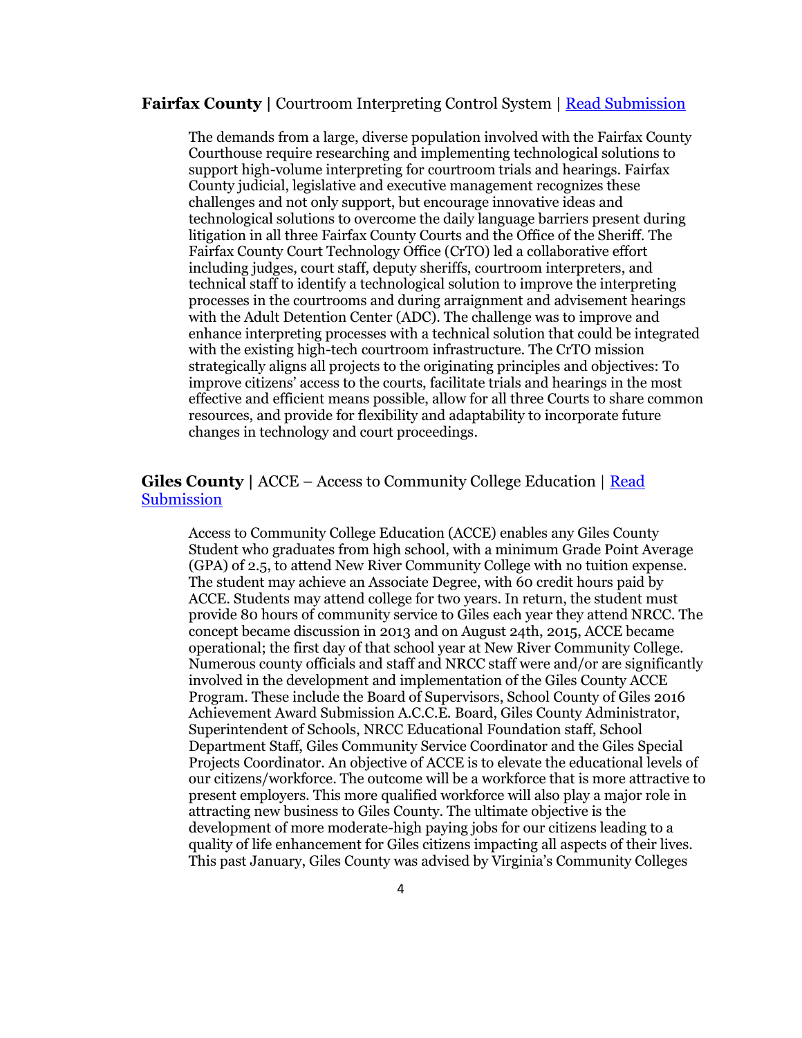**Fairfax County |** Courtroom Interpreting Control System | [Read Submission]

The demands from a large, diverse population involved with the Fairfax County Courthouse require researching and implementing technological solutions to support high-volume interpreting for courtroom trials and hearings. Fairfax County judicial, legislative and executive management recognizes these challenges and not only support, but encourage innovative ideas and technological solutions to overcome the daily language barriers present during litigation in all three Fairfax County Courts and the Office of the Sheriff. The Fairfax County Court Technology Office (CrTO) led a collaborative effort including judges, court staff, deputy sheriffs, courtroom interpreters, and technical staff to identify a technological solution to improve the interpreting processes in the courtrooms and during arraignment and advisement hearings with the Adult Detention Center (ADC). The challenge was to improve and enhance interpreting processes with a technical solution that could be integrated with the existing high-tech courtroom infrastructure. The CrTO mission strategically aligns all projects to the originating principles and objectives: To improve citizens' access to the courts, facilitate trials and hearings in the most effective and efficient means possible, allow for all three Courts to share common resources, and provide for flexibility and adaptability to incorporate future changes in technology and court proceedings.

**Giles County |** ACCE – Access to Community College Education | [Read Submission]

Access to Community College Education (ACCE) enables any Giles County Student who graduates from high school, with a minimum Grade Point Average (GPA) of 2.5, to attend New River Community College with no tuition expense. The student may achieve an Associate Degree, with 60 credit hours paid by ACCE. Students may attend college for two years. In return, the student must provide 80 hours of community service to Giles each year they attend NRCC. The concept became discussion in 2013 and on August 24th, 2015, ACCE became operational; the first day of that school year at New River Community College. Numerous county officials and staff and NRCC staff were and/or are significantly involved in the development and implementation of the Giles County ACCE Program. These include the Board of Supervisors, School County of Giles 2016 Achievement Award Submission A.C.C.E. Board, Giles County Administrator, Superintendent of Schools, NRCC Educational Foundation staff, School Department Staff, Giles Community Service Coordinator and the Giles Special Projects Coordinator. An objective of ACCE is to elevate the educational levels of our citizens/workforce. The outcome will be a workforce that is more attractive to present employers. This more qualified workforce will also play a major role in attracting new business to Giles County. The ultimate objective is the development of more moderate-high paying jobs for our citizens leading to a quality of life enhancement for Giles citizens impacting all aspects of their lives. This past January, Giles County was advised by Virginia's Community Colleges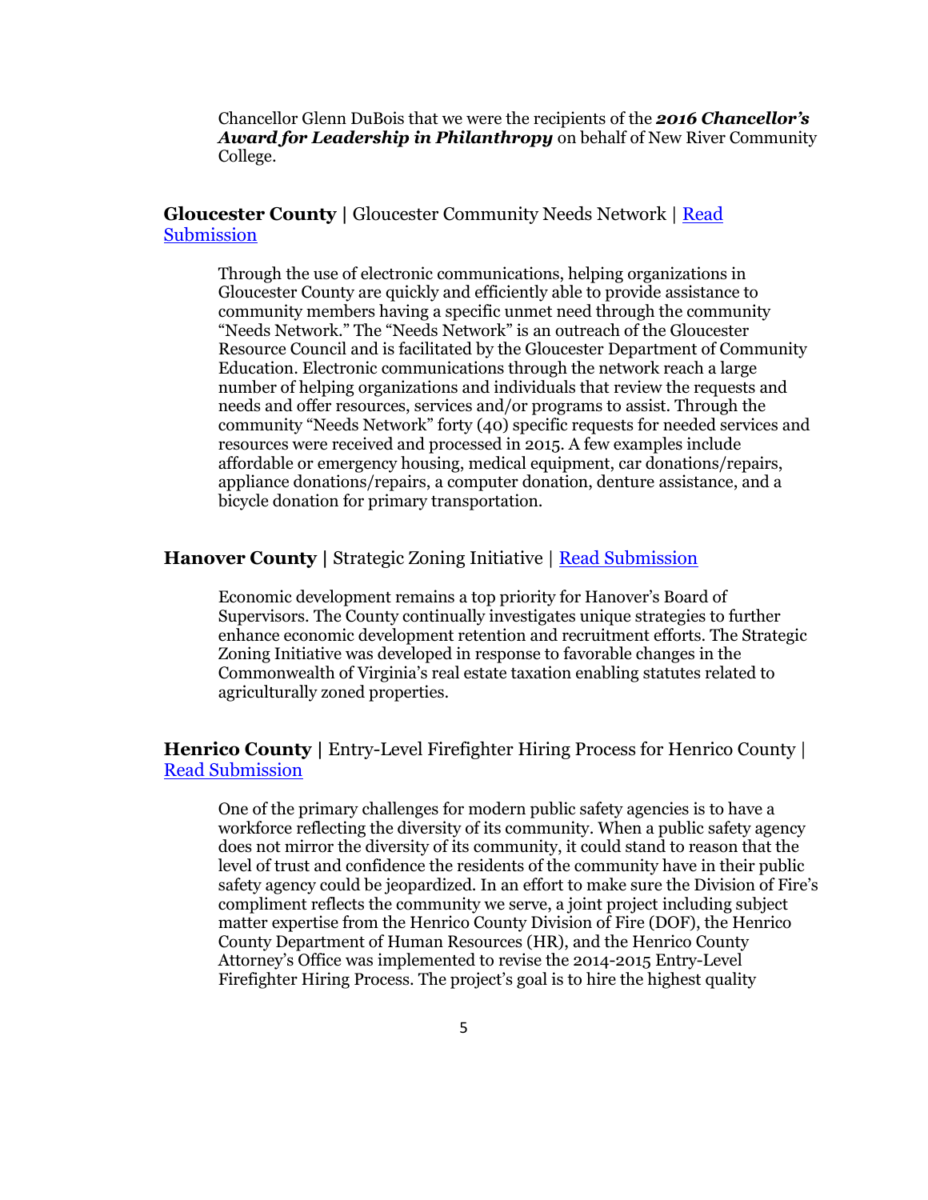Chancellor Glenn DuBois that we were the recipients of the ***2016 Chancellor's Award for Leadership in Philanthropy*** on behalf of New River Community College.

**Gloucester County |** Gloucester Community Needs Network | Read Submission

Through the use of electronic communications, helping organizations in Gloucester County are quickly and efficiently able to provide assistance to community members having a specific unmet need through the community "Needs Network." The "Needs Network" is an outreach of the Gloucester Resource Council and is facilitated by the Gloucester Department of Community Education. Electronic communications through the network reach a large number of helping organizations and individuals that review the requests and needs and offer resources, services and/or programs to assist. Through the community "Needs Network" forty (40) specific requests for needed services and resources were received and processed in 2015. A few examples include affordable or emergency housing, medical equipment, car donations/repairs, appliance donations/repairs, a computer donation, denture assistance, and a bicycle donation for primary transportation.

**Hanover County |** Strategic Zoning Initiative | Read Submission

Economic development remains a top priority for Hanover's Board of Supervisors. The County continually investigates unique strategies to further enhance economic development retention and recruitment efforts. The Strategic Zoning Initiative was developed in response to favorable changes in the Commonwealth of Virginia's real estate taxation enabling statutes related to agriculturally zoned properties.

**Henrico County |** Entry-Level Firefighter Hiring Process for Henrico County | Read Submission

One of the primary challenges for modern public safety agencies is to have a workforce reflecting the diversity of its community. When a public safety agency does not mirror the diversity of its community, it could stand to reason that the level of trust and confidence the residents of the community have in their public safety agency could be jeopardized. In an effort to make sure the Division of Fire's compliment reflects the community we serve, a joint project including subject matter expertise from the Henrico County Division of Fire (DOF), the Henrico County Department of Human Resources (HR), and the Henrico County Attorney's Office was implemented to revise the 2014-2015 Entry-Level Firefighter Hiring Process. The project's goal is to hire the highest quality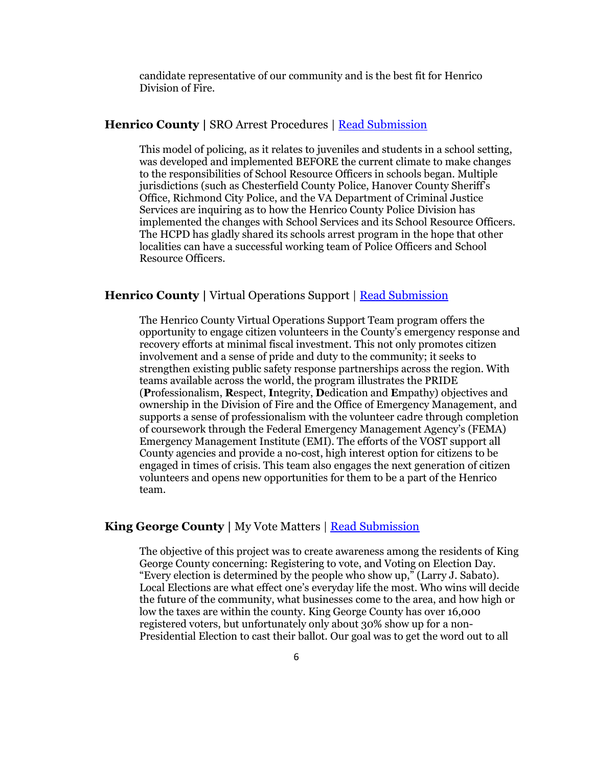candidate representative of our community and is the best fit for Henrico Division of Fire.

**Henrico County |** SRO Arrest Procedures | Read Submission

This model of policing, as it relates to juveniles and students in a school setting, was developed and implemented BEFORE the current climate to make changes to the responsibilities of School Resource Officers in schools began. Multiple jurisdictions (such as Chesterfield County Police, Hanover County Sheriff's Office, Richmond City Police, and the VA Department of Criminal Justice Services are inquiring as to how the Henrico County Police Division has implemented the changes with School Services and its School Resource Officers. The HCPD has gladly shared its schools arrest program in the hope that other localities can have a successful working team of Police Officers and School Resource Officers.

**Henrico County |** Virtual Operations Support | Read Submission

The Henrico County Virtual Operations Support Team program offers the opportunity to engage citizen volunteers in the County's emergency response and recovery efforts at minimal fiscal investment. This not only promotes citizen involvement and a sense of pride and duty to the community; it seeks to strengthen existing public safety response partnerships across the region. With teams available across the world, the program illustrates the PRIDE (**P**rofessionalism, **R**espect, **I**ntegrity, **D**edication and **E**mpathy) objectives and ownership in the Division of Fire and the Office of Emergency Management, and supports a sense of professionalism with the volunteer cadre through completion of coursework through the Federal Emergency Management Agency's (FEMA) Emergency Management Institute (EMI). The efforts of the VOST support all County agencies and provide a no-cost, high interest option for citizens to be engaged in times of crisis. This team also engages the next generation of citizen volunteers and opens new opportunities for them to be a part of the Henrico team.

**King George County |** My Vote Matters | Read Submission

The objective of this project was to create awareness among the residents of King George County concerning: Registering to vote, and Voting on Election Day. "Every election is determined by the people who show up," (Larry J. Sabato). Local Elections are what effect one's everyday life the most. Who wins will decide the future of the community, what businesses come to the area, and how high or low the taxes are within the county. King George County has over 16,000 registered voters, but unfortunately only about 30% show up for a non-Presidential Election to cast their ballot. Our goal was to get the word out to all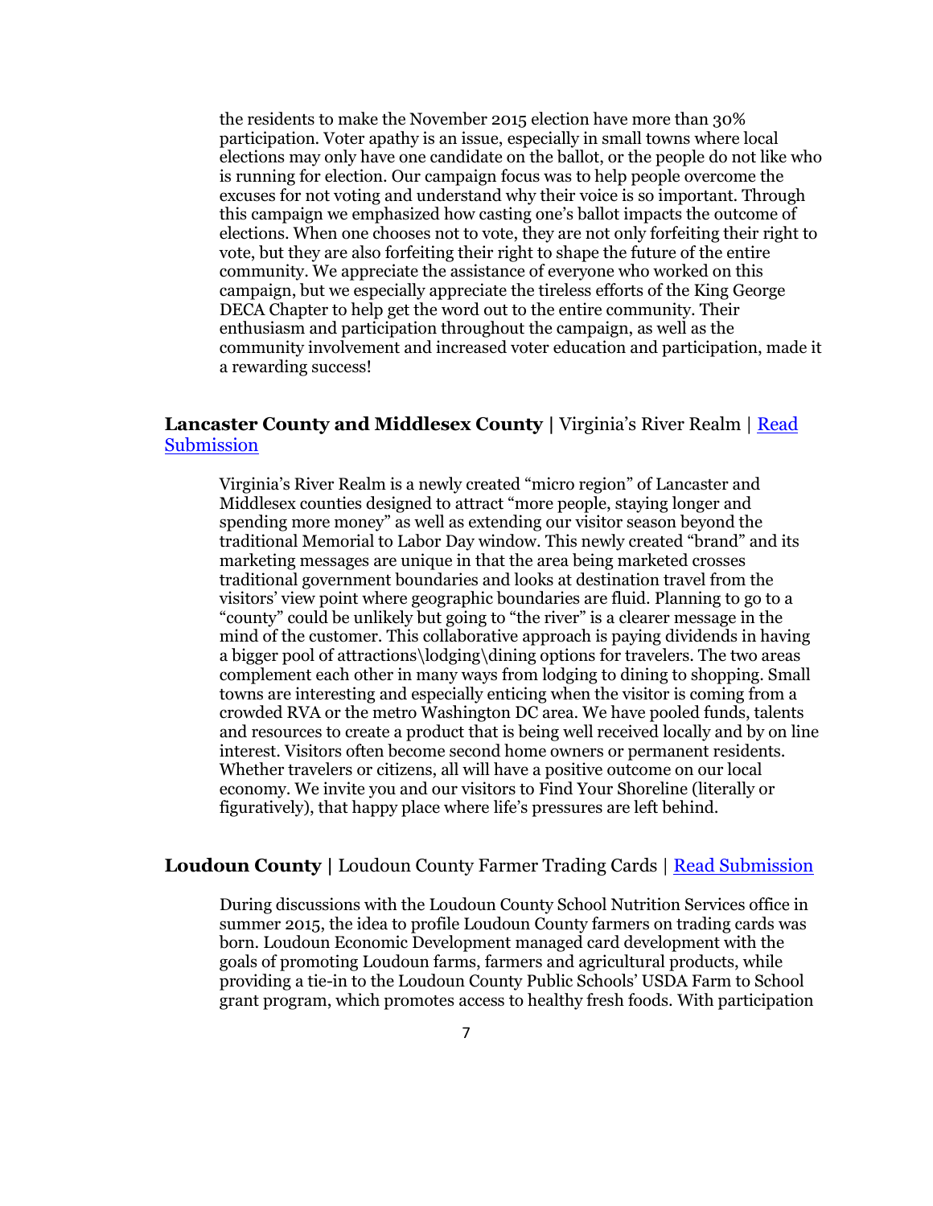the residents to make the November 2015 election have more than 30% participation. Voter apathy is an issue, especially in small towns where local elections may only have one candidate on the ballot, or the people do not like who is running for election. Our campaign focus was to help people overcome the excuses for not voting and understand why their voice is so important. Through this campaign we emphasized how casting one's ballot impacts the outcome of elections. When one chooses not to vote, they are not only forfeiting their right to vote, but they are also forfeiting their right to shape the future of the entire community. We appreciate the assistance of everyone who worked on this campaign, but we especially appreciate the tireless efforts of the King George DECA Chapter to help get the word out to the entire community. Their enthusiasm and participation throughout the campaign, as well as the community involvement and increased voter education and participation, made it a rewarding success!

**Lancaster County and Middlesex County |** Virginia's River Realm | Read Submission

Virginia's River Realm is a newly created "micro region" of Lancaster and Middlesex counties designed to attract "more people, staying longer and spending more money" as well as extending our visitor season beyond the traditional Memorial to Labor Day window. This newly created "brand" and its marketing messages are unique in that the area being marketed crosses traditional government boundaries and looks at destination travel from the visitors' view point where geographic boundaries are fluid. Planning to go to a "county" could be unlikely but going to "the river" is a clearer message in the mind of the customer. This collaborative approach is paying dividends in having a bigger pool of attractions\lodging\dining options for travelers. The two areas complement each other in many ways from lodging to dining to shopping. Small towns are interesting and especially enticing when the visitor is coming from a crowded RVA or the metro Washington DC area. We have pooled funds, talents and resources to create a product that is being well received locally and by on line interest. Visitors often become second home owners or permanent residents. Whether travelers or citizens, all will have a positive outcome on our local economy. We invite you and our visitors to Find Your Shoreline (literally or figuratively), that happy place where life's pressures are left behind.

**Loudoun County |** Loudoun County Farmer Trading Cards | Read Submission

During discussions with the Loudoun County School Nutrition Services office in summer 2015, the idea to profile Loudoun County farmers on trading cards was born. Loudoun Economic Development managed card development with the goals of promoting Loudoun farms, farmers and agricultural products, while providing a tie-in to the Loudoun County Public Schools' USDA Farm to School grant program, which promotes access to healthy fresh foods. With participation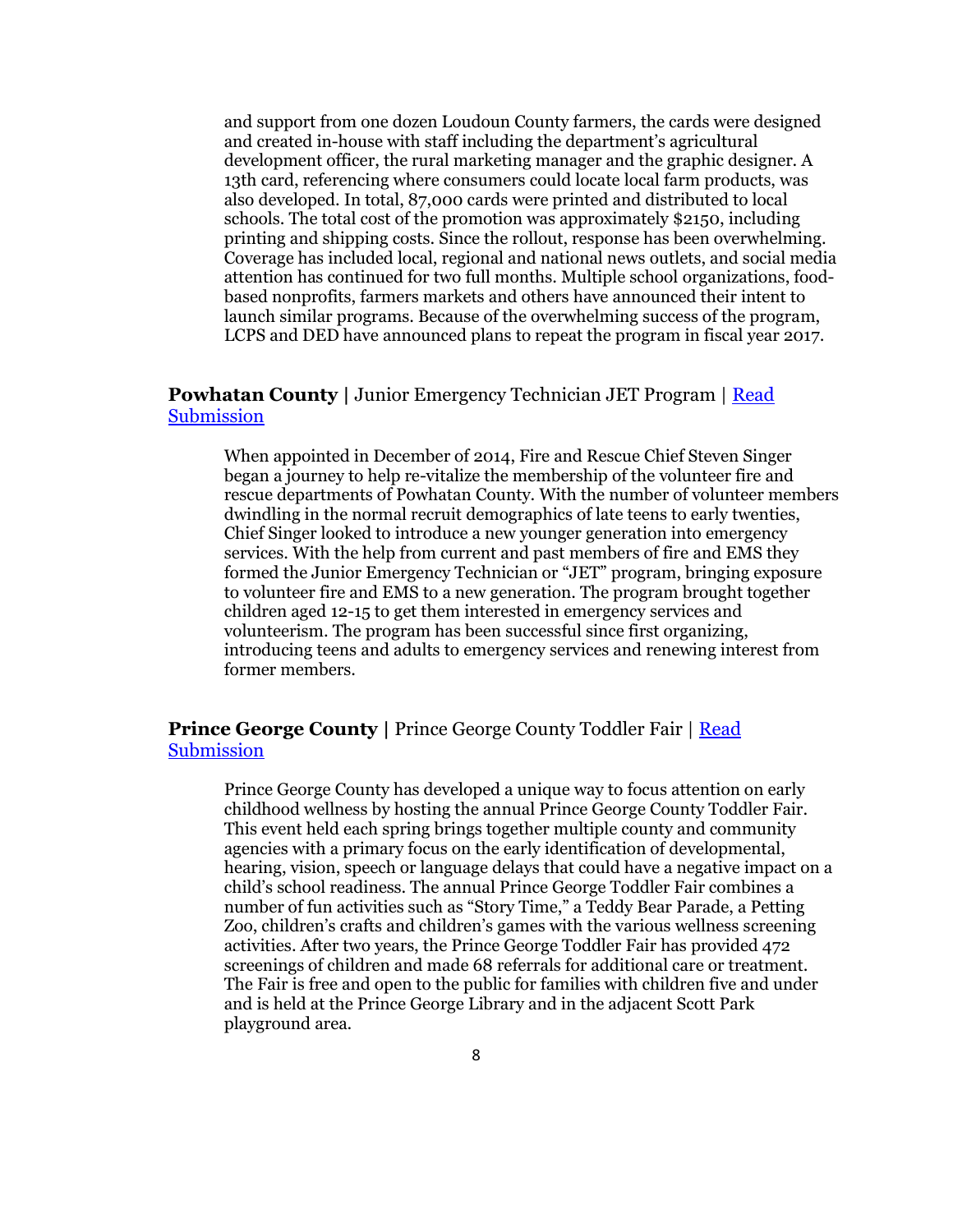and support from one dozen Loudoun County farmers, the cards were designed and created in-house with staff including the department's agricultural development officer, the rural marketing manager and the graphic designer. A 13th card, referencing where consumers could locate local farm products, was also developed. In total, 87,000 cards were printed and distributed to local schools. The total cost of the promotion was approximately $2150, including printing and shipping costs. Since the rollout, response has been overwhelming. Coverage has included local, regional and national news outlets, and social media attention has continued for two full months. Multiple school organizations, food-based nonprofits, farmers markets and others have announced their intent to launch similar programs. Because of the overwhelming success of the program, LCPS and DED have announced plans to repeat the program in fiscal year 2017.

**Powhatan County |** Junior Emergency Technician JET Program | Read Submission

When appointed in December of 2014, Fire and Rescue Chief Steven Singer began a journey to help re-vitalize the membership of the volunteer fire and rescue departments of Powhatan County. With the number of volunteer members dwindling in the normal recruit demographics of late teens to early twenties, Chief Singer looked to introduce a new younger generation into emergency services. With the help from current and past members of fire and EMS they formed the Junior Emergency Technician or "JET" program, bringing exposure to volunteer fire and EMS to a new generation. The program brought together children aged 12-15 to get them interested in emergency services and volunteerism. The program has been successful since first organizing, introducing teens and adults to emergency services and renewing interest from former members.

**Prince George County |** Prince George County Toddler Fair | Read Submission

Prince George County has developed a unique way to focus attention on early childhood wellness by hosting the annual Prince George County Toddler Fair. This event held each spring brings together multiple county and community agencies with a primary focus on the early identification of developmental, hearing, vision, speech or language delays that could have a negative impact on a child's school readiness. The annual Prince George Toddler Fair combines a number of fun activities such as "Story Time," a Teddy Bear Parade, a Petting Zoo, children's crafts and children's games with the various wellness screening activities. After two years, the Prince George Toddler Fair has provided 472 screenings of children and made 68 referrals for additional care or treatment. The Fair is free and open to the public for families with children five and under and is held at the Prince George Library and in the adjacent Scott Park playground area.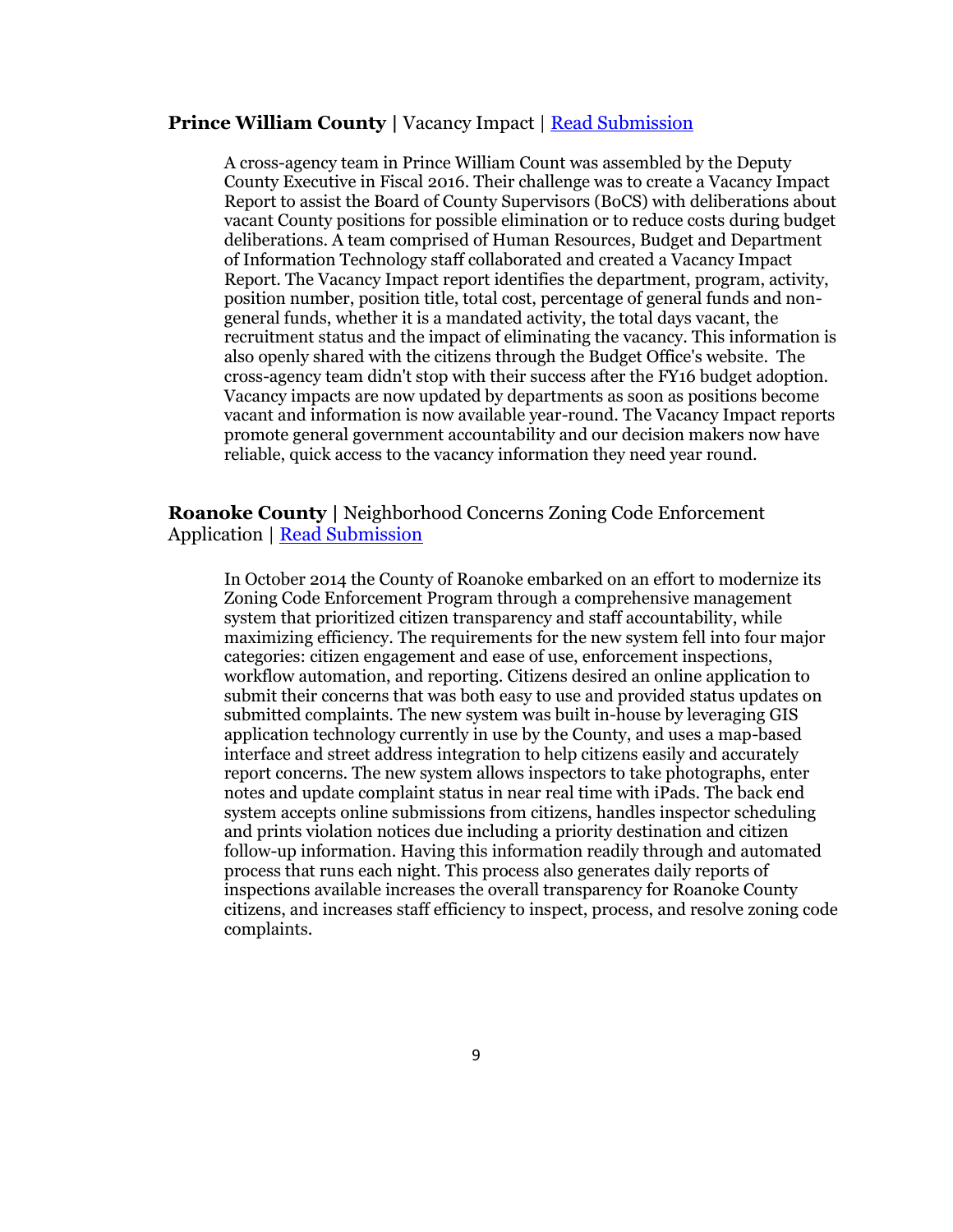**Prince William County |** Vacancy Impact | [Read Submission]

A cross-agency team in Prince William Count was assembled by the Deputy County Executive in Fiscal 2016. Their challenge was to create a Vacancy Impact Report to assist the Board of County Supervisors (BoCS) with deliberations about vacant County positions for possible elimination or to reduce costs during budget deliberations. A team comprised of Human Resources, Budget and Department of Information Technology staff collaborated and created a Vacancy Impact Report. The Vacancy Impact report identifies the department, program, activity, position number, position title, total cost, percentage of general funds and non-general funds, whether it is a mandated activity, the total days vacant, the recruitment status and the impact of eliminating the vacancy. This information is also openly shared with the citizens through the Budget Office's website. The cross-agency team didn't stop with their success after the FY16 budget adoption. Vacancy impacts are now updated by departments as soon as positions become vacant and information is now available year-round. The Vacancy Impact reports promote general government accountability and our decision makers now have reliable, quick access to the vacancy information they need year round.

**Roanoke County |** Neighborhood Concerns Zoning Code Enforcement Application | [Read Submission]

In October 2014 the County of Roanoke embarked on an effort to modernize its Zoning Code Enforcement Program through a comprehensive management system that prioritized citizen transparency and staff accountability, while maximizing efficiency. The requirements for the new system fell into four major categories: citizen engagement and ease of use, enforcement inspections, workflow automation, and reporting. Citizens desired an online application to submit their concerns that was both easy to use and provided status updates on submitted complaints. The new system was built in-house by leveraging GIS application technology currently in use by the County, and uses a map-based interface and street address integration to help citizens easily and accurately report concerns. The new system allows inspectors to take photographs, enter notes and update complaint status in near real time with iPads. The back end system accepts online submissions from citizens, handles inspector scheduling and prints violation notices due including a priority destination and citizen follow-up information. Having this information readily through and automated process that runs each night. This process also generates daily reports of inspections available increases the overall transparency for Roanoke County citizens, and increases staff efficiency to inspect, process, and resolve zoning code complaints.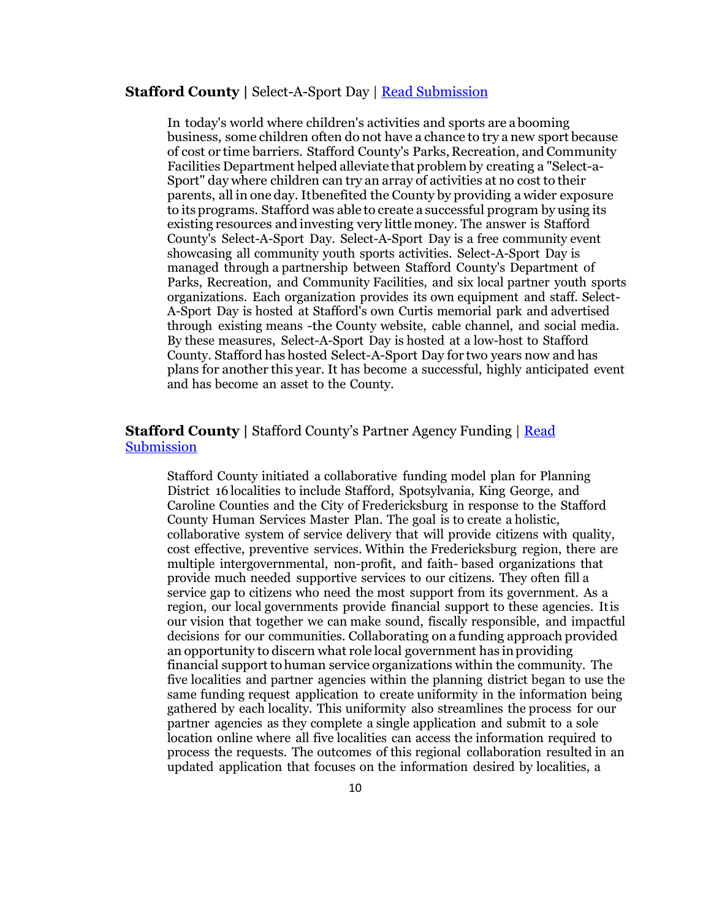**Stafford County |** Select-A-Sport Day | [Read Submission]()

In today's world where children's activities and sports are a booming business, some children often do not have a chance to try a new sport because of cost or time barriers. Stafford County's Parks, Recreation, and Community Facilities Department helped alleviate that problem by creating a "Select-a-Sport" day where children can try an array of activities at no cost to their parents, all in one day. Itbenefited the County by providing a wider exposure to its programs. Stafford was able to create a successful program by using its existing resources and investing very little money. The answer is Stafford County's Select-A-Sport Day. Select-A-Sport Day is a free community event showcasing all community youth sports activities. Select-A-Sport Day is managed through a partnership between Stafford County's Department of Parks, Recreation, and Community Facilities, and six local partner youth sports organizations. Each organization provides its own equipment and staff. Select-A-Sport Day is hosted at Stafford's own Curtis memorial park and advertised through existing means -the County website, cable channel, and social media. By these measures, Select-A-Sport Day is hosted at a low-host to Stafford County. Stafford has hosted Select-A-Sport Day for two years now and has plans for another this year. It has become a successful, highly anticipated event and has become an asset to the County.

**Stafford County |** Stafford County's Partner Agency Funding | [Read Submission]()

Stafford County initiated a collaborative funding model plan for Planning District 16 localities to include Stafford, Spotsylvania, King George, and Caroline Counties and the City of Fredericksburg in response to the Stafford County Human Services Master Plan. The goal is to create a holistic, collaborative system of service delivery that will provide citizens with quality, cost effective, preventive services. Within the Fredericksburg region, there are multiple intergovernmental, non-profit, and faith- based organizations that provide much needed supportive services to our citizens. They often fill a service gap to citizens who need the most support from its government. As a region, our local governments provide financial support to these agencies. Itis our vision that together we can make sound, fiscally responsible, and impactful decisions for our communities. Collaborating on a funding approach provided an opportunity to discern what role local government has in providing financial support to human service organizations within the community. The five localities and partner agencies within the planning district began to use the same funding request application to create uniformity in the information being gathered by each locality. This uniformity also streamlines the process for our partner agencies as they complete a single application and submit to a sole location online where all five localities can access the information required to process the requests. The outcomes of this regional collaboration resulted in an updated application that focuses on the information desired by localities, a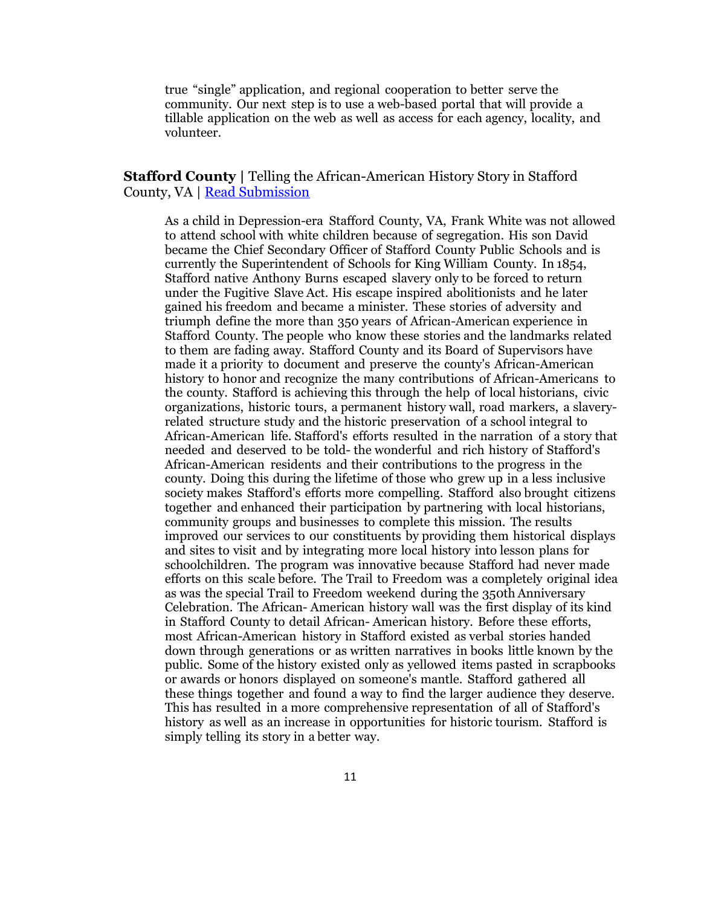true "single" application, and regional cooperation to better serve the community. Our next step is to use a web-based portal that will provide a tillable application on the web as well as access for each agency, locality, and volunteer.

**Stafford County |** Telling the African-American History Story in Stafford County, VA | [Read Submission]

As a child in Depression-era Stafford County, VA, Frank White was not allowed to attend school with white children because of segregation. His son David became the Chief Secondary Officer of Stafford County Public Schools and is currently the Superintendent of Schools for King William County. In 1854, Stafford native Anthony Burns escaped slavery only to be forced to return under the Fugitive Slave Act. His escape inspired abolitionists and he later gained his freedom and became a minister. These stories of adversity and triumph define the more than 350 years of African-American experience in Stafford County. The people who know these stories and the landmarks related to them are fading away. Stafford County and its Board of Supervisors have made it a priority to document and preserve the county's African-American history to honor and recognize the many contributions of African-Americans to the county. Stafford is achieving this through the help of local historians, civic organizations, historic tours, a permanent history wall, road markers, a slavery-related structure study and the historic preservation of a school integral to African-American life. Stafford's efforts resulted in the narration of a story that needed and deserved to be told- the wonderful and rich history of Stafford's African-American residents and their contributions to the progress in the county. Doing this during the lifetime of those who grew up in a less inclusive society makes Stafford's efforts more compelling. Stafford also brought citizens together and enhanced their participation by partnering with local historians, community groups and businesses to complete this mission. The results improved our services to our constituents by providing them historical displays and sites to visit and by integrating more local history into lesson plans for schoolchildren. The program was innovative because Stafford had never made efforts on this scale before. The Trail to Freedom was a completely original idea as was the special Trail to Freedom weekend during the 350th Anniversary Celebration. The African- American history wall was the first display of its kind in Stafford County to detail African- American history. Before these efforts, most African-American history in Stafford existed as verbal stories handed down through generations or as written narratives in books little known by the public. Some of the history existed only as yellowed items pasted in scrapbooks or awards or honors displayed on someone's mantle. Stafford gathered all these things together and found a way to find the larger audience they deserve. This has resulted in a more comprehensive representation of all of Stafford's history as well as an increase in opportunities for historic tourism. Stafford is simply telling its story in a better way.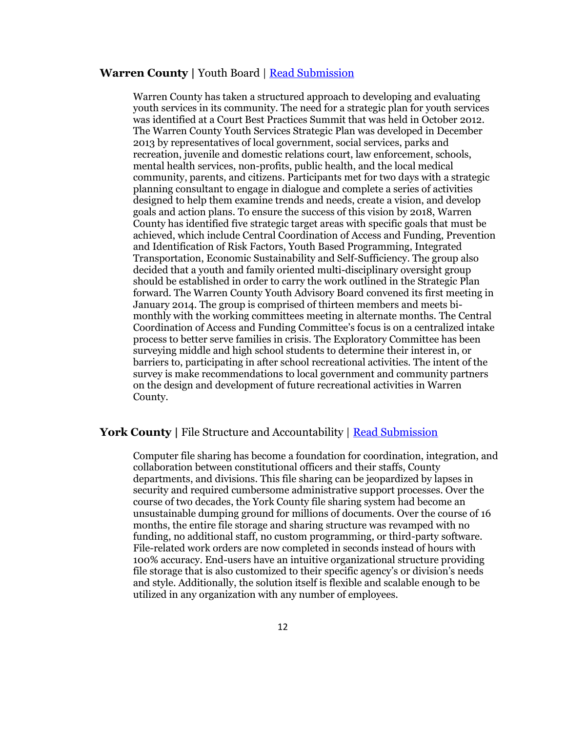**Warren County |** Youth Board | [Read Submission]

Warren County has taken a structured approach to developing and evaluating youth services in its community. The need for a strategic plan for youth services was identified at a Court Best Practices Summit that was held in October 2012. The Warren County Youth Services Strategic Plan was developed in December 2013 by representatives of local government, social services, parks and recreation, juvenile and domestic relations court, law enforcement, schools, mental health services, non-profits, public health, and the local medical community, parents, and citizens. Participants met for two days with a strategic planning consultant to engage in dialogue and complete a series of activities designed to help them examine trends and needs, create a vision, and develop goals and action plans. To ensure the success of this vision by 2018, Warren County has identified five strategic target areas with specific goals that must be achieved, which include Central Coordination of Access and Funding, Prevention and Identification of Risk Factors, Youth Based Programming, Integrated Transportation, Economic Sustainability and Self-Sufficiency. The group also decided that a youth and family oriented multi-disciplinary oversight group should be established in order to carry the work outlined in the Strategic Plan forward. The Warren County Youth Advisory Board convened its first meeting in January 2014. The group is comprised of thirteen members and meets bi-monthly with the working committees meeting in alternate months. The Central Coordination of Access and Funding Committee's focus is on a centralized intake process to better serve families in crisis. The Exploratory Committee has been surveying middle and high school students to determine their interest in, or barriers to, participating in after school recreational activities. The intent of the survey is make recommendations to local government and community partners on the design and development of future recreational activities in Warren County.

**York County |** File Structure and Accountability | [Read Submission]

Computer file sharing has become a foundation for coordination, integration, and collaboration between constitutional officers and their staffs, County departments, and divisions. This file sharing can be jeopardized by lapses in security and required cumbersome administrative support processes. Over the course of two decades, the York County file sharing system had become an unsustainable dumping ground for millions of documents. Over the course of 16 months, the entire file storage and sharing structure was revamped with no funding, no additional staff, no custom programming, or third-party software. File-related work orders are now completed in seconds instead of hours with 100% accuracy. End-users have an intuitive organizational structure providing file storage that is also customized to their specific agency's or division's needs and style. Additionally, the solution itself is flexible and scalable enough to be utilized in any organization with any number of employees.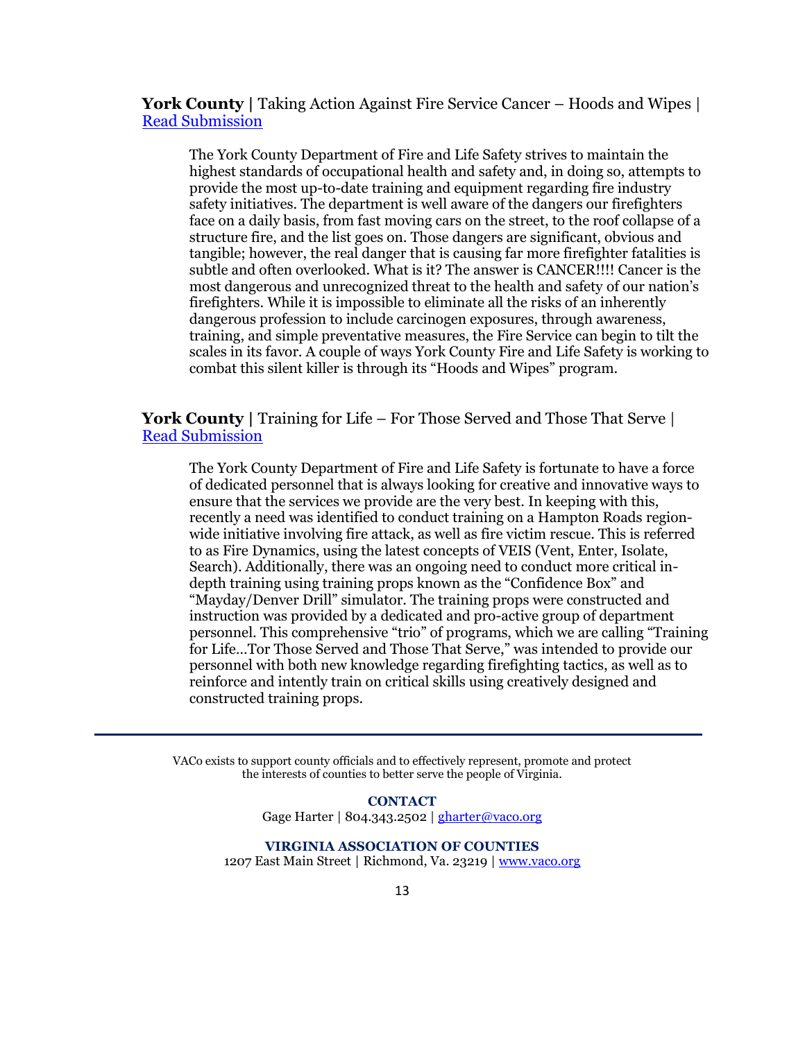**York County |** Taking Action Against Fire Service Cancer – Hoods and Wipes | [Read Submission]

> The York County Department of Fire and Life Safety strives to maintain the highest standards of occupational health and safety and, in doing so, attempts to provide the most up-to-date training and equipment regarding fire industry safety initiatives. The department is well aware of the dangers our firefighters face on a daily basis, from fast moving cars on the street, to the roof collapse of a structure fire, and the list goes on. Those dangers are significant, obvious and tangible; however, the real danger that is causing far more firefighter fatalities is subtle and often overlooked. What is it? The answer is CANCER!!!! Cancer is the most dangerous and unrecognized threat to the health and safety of our nation's firefighters. While it is impossible to eliminate all the risks of an inherently dangerous profession to include carcinogen exposures, through awareness, training, and simple preventative measures, the Fire Service can begin to tilt the scales in its favor. A couple of ways York County Fire and Life Safety is working to combat this silent killer is through its "Hoods and Wipes" program.

**York County |** Training for Life – For Those Served and Those That Serve | [Read Submission]

> The York County Department of Fire and Life Safety is fortunate to have a force of dedicated personnel that is always looking for creative and innovative ways to ensure that the services we provide are the very best. In keeping with this, recently a need was identified to conduct training on a Hampton Roads region-wide initiative involving fire attack, as well as fire victim rescue. This is referred to as Fire Dynamics, using the latest concepts of VEIS (Vent, Enter, Isolate, Search). Additionally, there was an ongoing need to conduct more critical in-depth training using training props known as the "Confidence Box" and "Mayday/Denver Drill" simulator. The training props were constructed and instruction was provided by a dedicated and pro-active group of department personnel. This comprehensive "trio" of programs, which we are calling "Training for Life…Tor Those Served and Those That Serve," was intended to provide our personnel with both new knowledge regarding firefighting tactics, as well as to reinforce and intently train on critical skills using creatively designed and constructed training props.

---

VACo exists to support county officials and to effectively represent, promote and protect the interests of counties to better serve the people of Virginia.

**CONTACT**
Gage Harter | 804.343.2502 | gharter@vaco.org

**VIRGINIA ASSOCIATION OF COUNTIES**
1207 East Main Street | Richmond, Va. 23219 | www.vaco.org